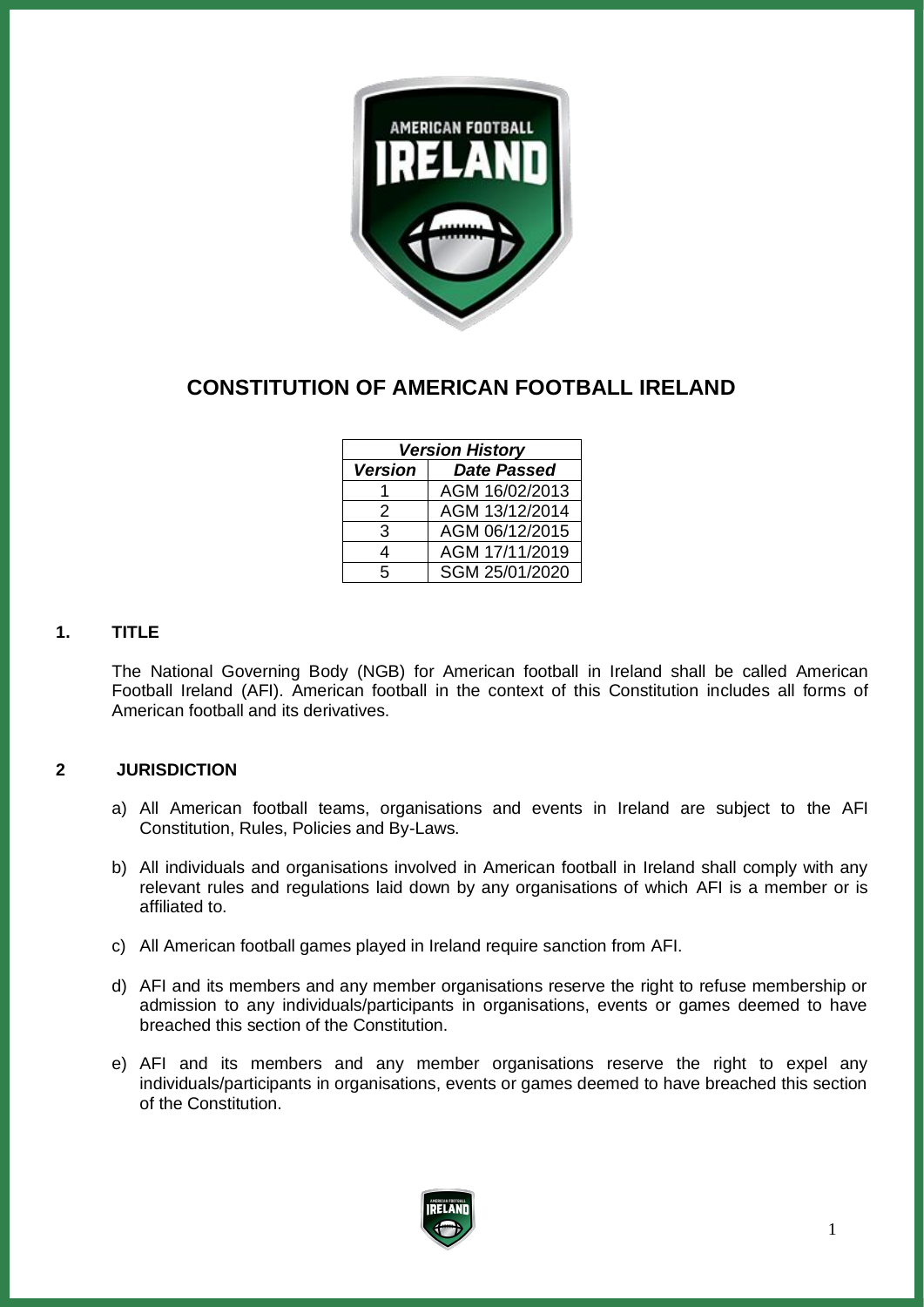# CONSTITUTION OF AMERICAN FOOTBALL IRELAND

| *Version History* | |
|---|---|
| ***Version*** | ***Date Passed*** |
| 1 | AGM 16/02/2013 |
| 2 | AGM 13/12/2014 |
| 3 | AGM 06/12/2015 |
| 4 | AGM 17/11/2019 |
| 5 | SGM 25/01/2020 |

## 1. TITLE

The National Governing Body (NGB) for American football in Ireland shall be called American Football Ireland (AFI). American football in the context of this Constitution includes all forms of American football and its derivatives.

## 2 JURISDICTION

a) All American football teams, organisations and events in Ireland are subject to the AFI Constitution, Rules, Policies and By-Laws.

b) All individuals and organisations involved in American football in Ireland shall comply with any relevant rules and regulations laid down by any organisations of which AFI is a member or is affiliated to.

c) All American football games played in Ireland require sanction from AFI.

d) AFI and its members and any member organisations reserve the right to refuse membership or admission to any individuals/participants in organisations, events or games deemed to have breached this section of the Constitution.

e) AFI and its members and any member organisations reserve the right to expel any individuals/participants in organisations, events or games deemed to have breached this section of the Constitution.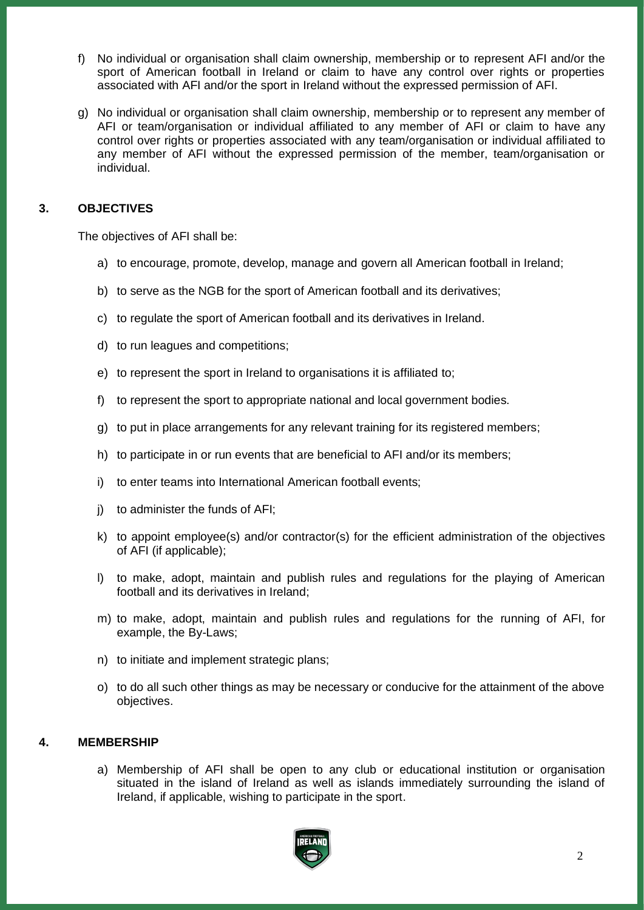f) No individual or organisation shall claim ownership, membership or to represent AFI and/or the sport of American football in Ireland or claim to have any control over rights or properties associated with AFI and/or the sport in Ireland without the expressed permission of AFI.

g) No individual or organisation shall claim ownership, membership or to represent any member of AFI or team/organisation or individual affiliated to any member of AFI or claim to have any control over rights or properties associated with any team/organisation or individual affiliated to any member of AFI without the expressed permission of the member, team/organisation or individual.

## 3. OBJECTIVES

The objectives of AFI shall be:

a) to encourage, promote, develop, manage and govern all American football in Ireland;

b) to serve as the NGB for the sport of American football and its derivatives;

c) to regulate the sport of American football and its derivatives in Ireland.

d) to run leagues and competitions;

e) to represent the sport in Ireland to organisations it is affiliated to;

f) to represent the sport to appropriate national and local government bodies.

g) to put in place arrangements for any relevant training for its registered members;

h) to participate in or run events that are beneficial to AFI and/or its members;

i) to enter teams into International American football events;

j) to administer the funds of AFI;

k) to appoint employee(s) and/or contractor(s) for the efficient administration of the objectives of AFI (if applicable);

l) to make, adopt, maintain and publish rules and regulations for the playing of American football and its derivatives in Ireland;

m) to make, adopt, maintain and publish rules and regulations for the running of AFI, for example, the By-Laws;

n) to initiate and implement strategic plans;

o) to do all such other things as may be necessary or conducive for the attainment of the above objectives.

## 4. MEMBERSHIP

a) Membership of AFI shall be open to any club or educational institution or organisation situated in the island of Ireland as well as islands immediately surrounding the island of Ireland, if applicable, wishing to participate in the sport.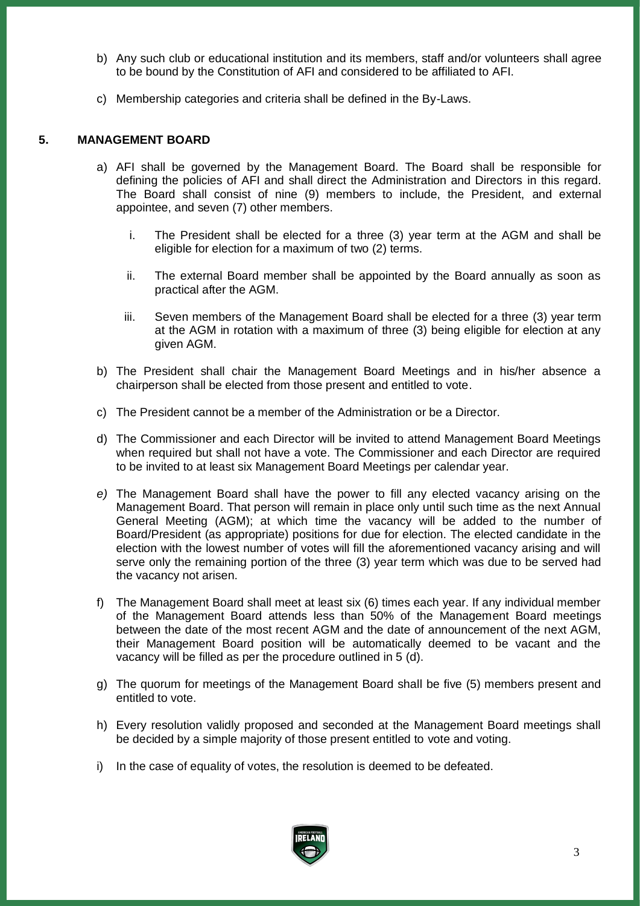b) Any such club or educational institution and its members, staff and/or volunteers shall agree to be bound by the Constitution of AFI and considered to be affiliated to AFI.

c) Membership categories and criteria shall be defined in the By-Laws.

## 5. MANAGEMENT BOARD

a) AFI shall be governed by the Management Board. The Board shall be responsible for defining the policies of AFI and shall direct the Administration and Directors in this regard. The Board shall consist of nine (9) members to include, the President, and external appointee, and seven (7) other members.

   i. The President shall be elected for a three (3) year term at the AGM and shall be eligible for election for a maximum of two (2) terms.

   ii. The external Board member shall be appointed by the Board annually as soon as practical after the AGM.

   iii. Seven members of the Management Board shall be elected for a three (3) year term at the AGM in rotation with a maximum of three (3) being eligible for election at any given AGM.

b) The President shall chair the Management Board Meetings and in his/her absence a chairperson shall be elected from those present and entitled to vote.

c) The President cannot be a member of the Administration or be a Director.

d) The Commissioner and each Director will be invited to attend Management Board Meetings when required but shall not have a vote. The Commissioner and each Director are required to be invited to at least six Management Board Meetings per calendar year.

*e)* The Management Board shall have the power to fill any elected vacancy arising on the Management Board. That person will remain in place only until such time as the next Annual General Meeting (AGM); at which time the vacancy will be added to the number of Board/President (as appropriate) positions for due for election. The elected candidate in the election with the lowest number of votes will fill the aforementioned vacancy arising and will serve only the remaining portion of the three (3) year term which was due to be served had the vacancy not arisen.

f) The Management Board shall meet at least six (6) times each year. If any individual member of the Management Board attends less than 50% of the Management Board meetings between the date of the most recent AGM and the date of announcement of the next AGM, their Management Board position will be automatically deemed to be vacant and the vacancy will be filled as per the procedure outlined in 5 (d).

g) The quorum for meetings of the Management Board shall be five (5) members present and entitled to vote.

h) Every resolution validly proposed and seconded at the Management Board meetings shall be decided by a simple majority of those present entitled to vote and voting.

i) In the case of equality of votes, the resolution is deemed to be defeated.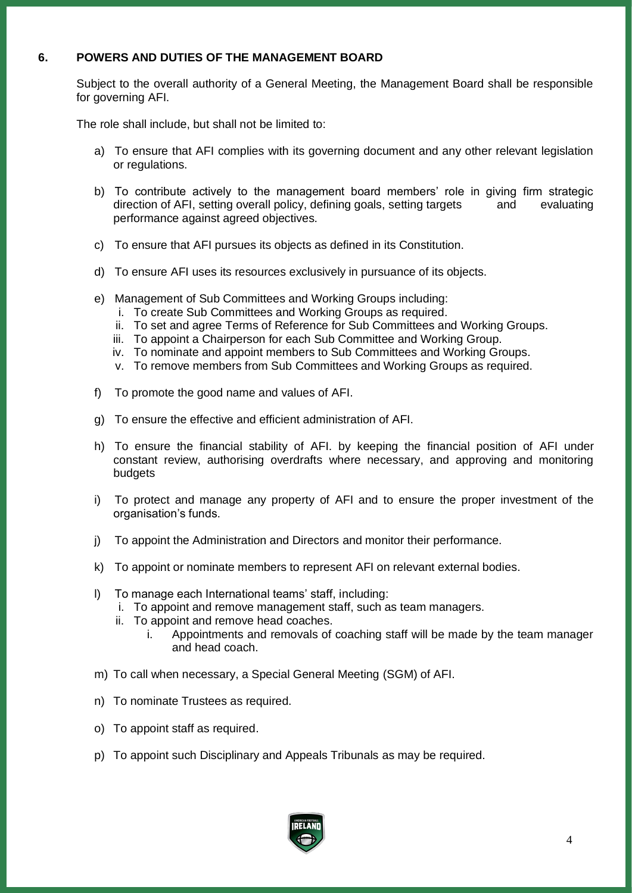## 6. POWERS AND DUTIES OF THE MANAGEMENT BOARD

Subject to the overall authority of a General Meeting, the Management Board shall be responsible for governing AFI.

The role shall include, but shall not be limited to:

a) To ensure that AFI complies with its governing document and any other relevant legislation or regulations.

b) To contribute actively to the management board members' role in giving firm strategic direction of AFI, setting overall policy, defining goals, setting targets and evaluating performance against agreed objectives.

c) To ensure that AFI pursues its objects as defined in its Constitution.

d) To ensure AFI uses its resources exclusively in pursuance of its objects.

e) Management of Sub Committees and Working Groups including:
   i. To create Sub Committees and Working Groups as required.
   ii. To set and agree Terms of Reference for Sub Committees and Working Groups.
   iii. To appoint a Chairperson for each Sub Committee and Working Group.
   iv. To nominate and appoint members to Sub Committees and Working Groups.
   v. To remove members from Sub Committees and Working Groups as required.

f) To promote the good name and values of AFI.

g) To ensure the effective and efficient administration of AFI.

h) To ensure the financial stability of AFI. by keeping the financial position of AFI under constant review, authorising overdrafts where necessary, and approving and monitoring budgets

i) To protect and manage any property of AFI and to ensure the proper investment of the organisation's funds.

j) To appoint the Administration and Directors and monitor their performance.

k) To appoint or nominate members to represent AFI on relevant external bodies.

l) To manage each International teams' staff, including:
   i. To appoint and remove management staff, such as team managers.
   ii. To appoint and remove head coaches.
      i. Appointments and removals of coaching staff will be made by the team manager and head coach.

m) To call when necessary, a Special General Meeting (SGM) of AFI.

n) To nominate Trustees as required.

o) To appoint staff as required.

p) To appoint such Disciplinary and Appeals Tribunals as may be required.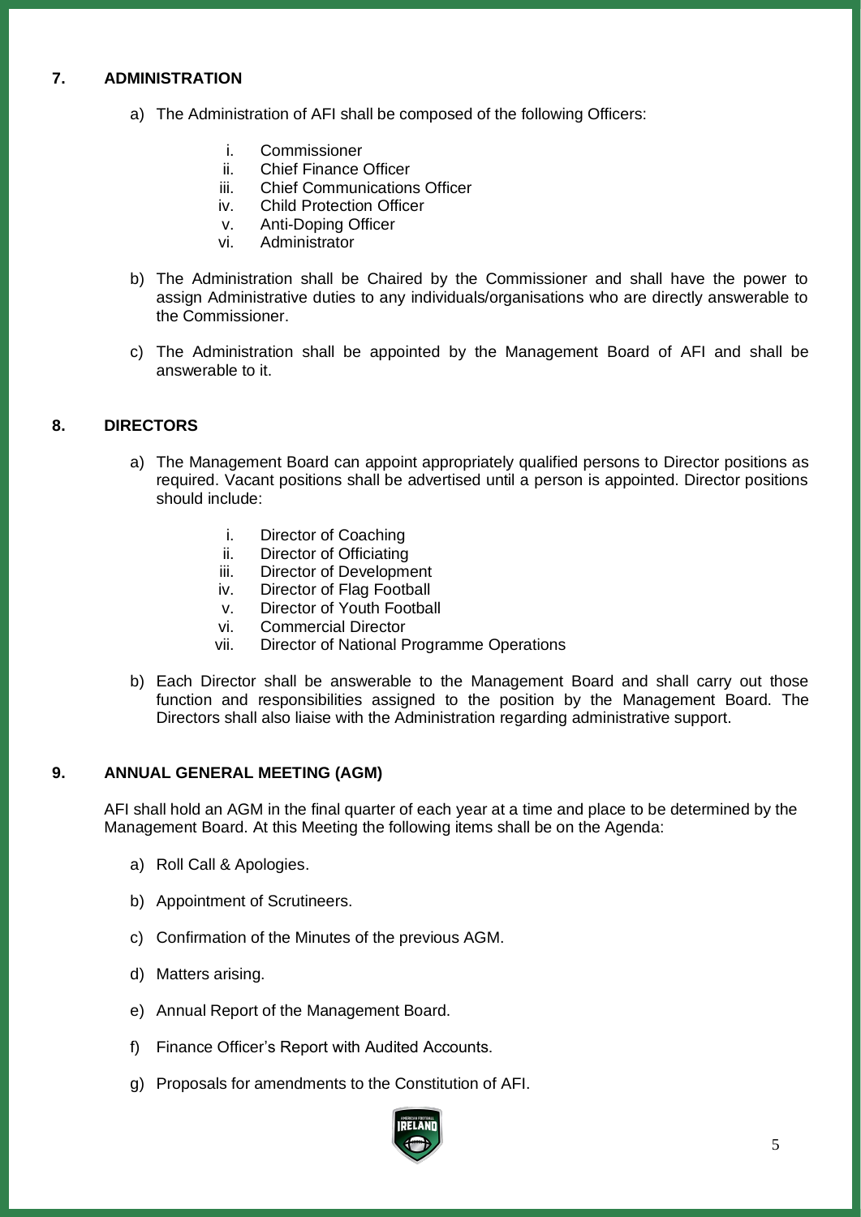## 7. ADMINISTRATION

a) The Administration of AFI shall be composed of the following Officers:

   i. Commissioner
   ii. Chief Finance Officer
   iii. Chief Communications Officer
   iv. Child Protection Officer
   v. Anti-Doping Officer
   vi. Administrator

b) The Administration shall be Chaired by the Commissioner and shall have the power to assign Administrative duties to any individuals/organisations who are directly answerable to the Commissioner.

c) The Administration shall be appointed by the Management Board of AFI and shall be answerable to it.

## 8. DIRECTORS

a) The Management Board can appoint appropriately qualified persons to Director positions as required. Vacant positions shall be advertised until a person is appointed. Director positions should include:

   i. Director of Coaching
   ii. Director of Officiating
   iii. Director of Development
   iv. Director of Flag Football
   v. Director of Youth Football
   vi. Commercial Director
   vii. Director of National Programme Operations

b) Each Director shall be answerable to the Management Board and shall carry out those function and responsibilities assigned to the position by the Management Board. The Directors shall also liaise with the Administration regarding administrative support.

## 9. ANNUAL GENERAL MEETING (AGM)

AFI shall hold an AGM in the final quarter of each year at a time and place to be determined by the Management Board. At this Meeting the following items shall be on the Agenda:

a) Roll Call & Apologies.

b) Appointment of Scrutineers.

c) Confirmation of the Minutes of the previous AGM.

d) Matters arising.

e) Annual Report of the Management Board.

f) Finance Officer's Report with Audited Accounts.

g) Proposals for amendments to the Constitution of AFI.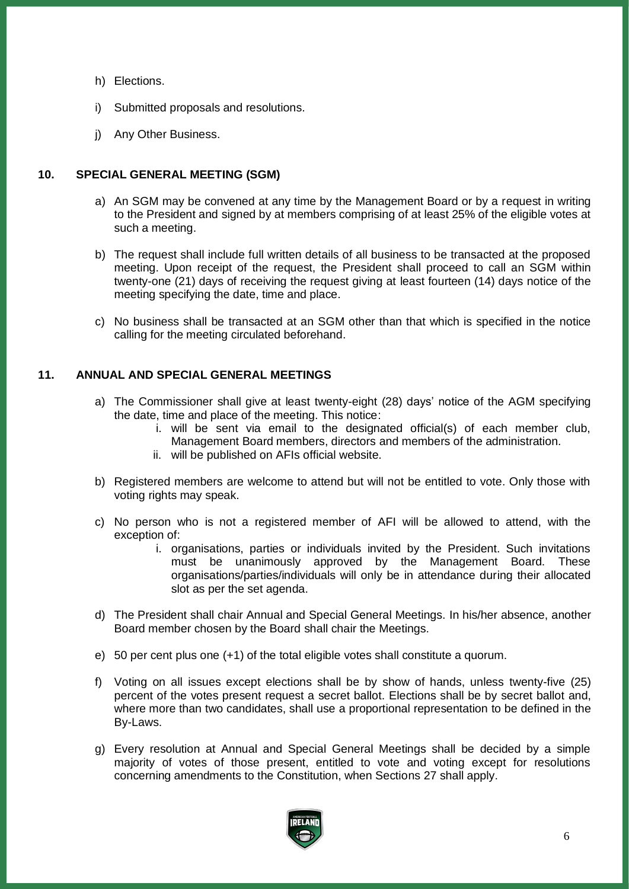h) Elections.

i) Submitted proposals and resolutions.

j) Any Other Business.

## 10. SPECIAL GENERAL MEETING (SGM)

a) An SGM may be convened at any time by the Management Board or by a request in writing to the President and signed by at members comprising of at least 25% of the eligible votes at such a meeting.

b) The request shall include full written details of all business to be transacted at the proposed meeting. Upon receipt of the request, the President shall proceed to call an SGM within twenty-one (21) days of receiving the request giving at least fourteen (14) days notice of the meeting specifying the date, time and place.

c) No business shall be transacted at an SGM other than that which is specified in the notice calling for the meeting circulated beforehand.

## 11. ANNUAL AND SPECIAL GENERAL MEETINGS

a) The Commissioner shall give at least twenty-eight (28) days' notice of the AGM specifying the date, time and place of the meeting. This notice:
   i. will be sent via email to the designated official(s) of each member club, Management Board members, directors and members of the administration.
   ii. will be published on AFIs official website.

b) Registered members are welcome to attend but will not be entitled to vote. Only those with voting rights may speak.

c) No person who is not a registered member of AFI will be allowed to attend, with the exception of:
   i. organisations, parties or individuals invited by the President. Such invitations must be unanimously approved by the Management Board. These organisations/parties/individuals will only be in attendance during their allocated slot as per the set agenda.

d) The President shall chair Annual and Special General Meetings. In his/her absence, another Board member chosen by the Board shall chair the Meetings.

e) 50 per cent plus one (+1) of the total eligible votes shall constitute a quorum.

f) Voting on all issues except elections shall be by show of hands, unless twenty-five (25) percent of the votes present request a secret ballot. Elections shall be by secret ballot and, where more than two candidates, shall use a proportional representation to be defined in the By-Laws.

g) Every resolution at Annual and Special General Meetings shall be decided by a simple majority of votes of those present, entitled to vote and voting except for resolutions concerning amendments to the Constitution, when Sections 27 shall apply.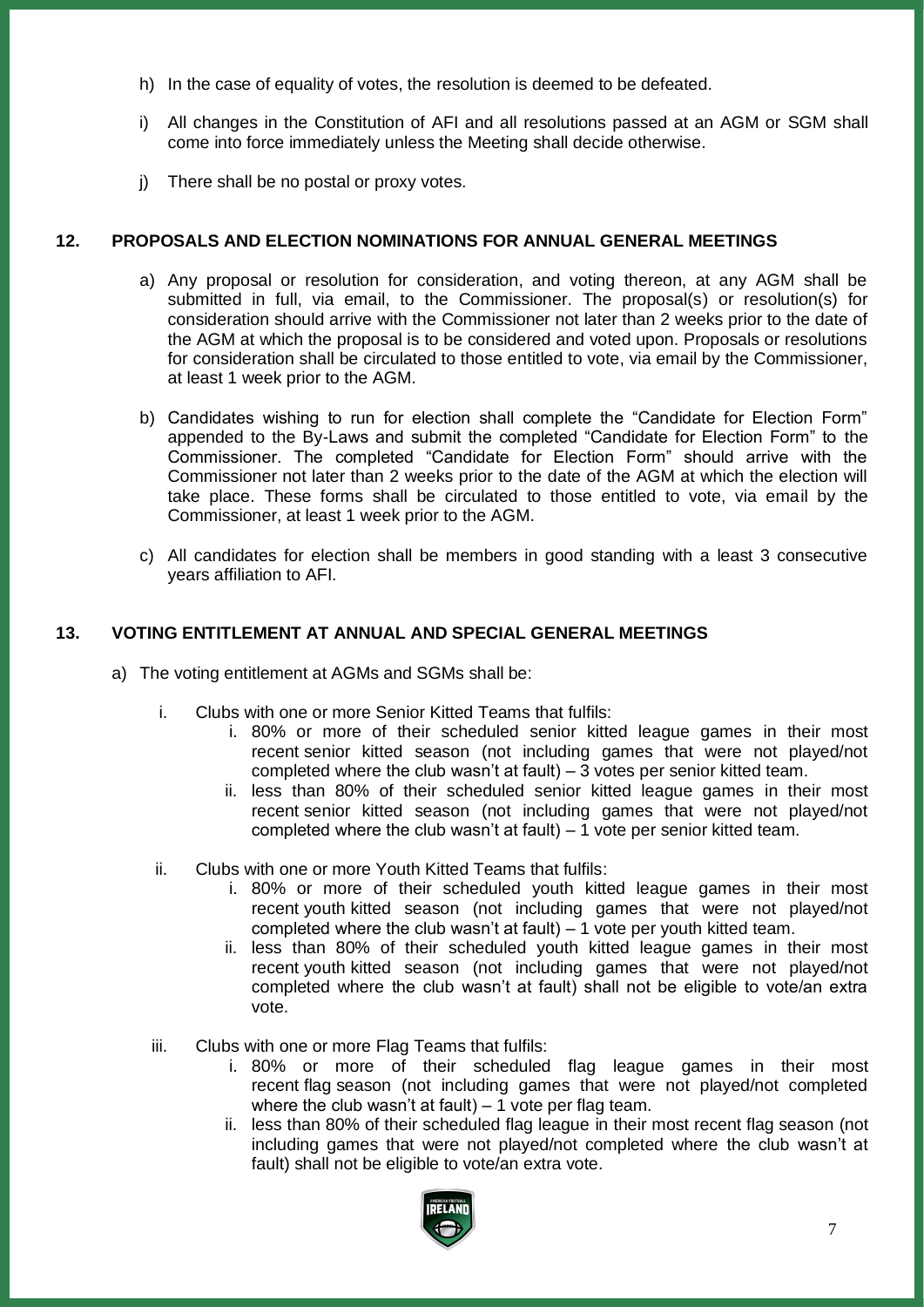h) In the case of equality of votes, the resolution is deemed to be defeated.

i) All changes in the Constitution of AFI and all resolutions passed at an AGM or SGM shall come into force immediately unless the Meeting shall decide otherwise.

j) There shall be no postal or proxy votes.

## 12. PROPOSALS AND ELECTION NOMINATIONS FOR ANNUAL GENERAL MEETINGS

a) Any proposal or resolution for consideration, and voting thereon, at any AGM shall be submitted in full, via email, to the Commissioner. The proposal(s) or resolution(s) for consideration should arrive with the Commissioner not later than 2 weeks prior to the date of the AGM at which the proposal is to be considered and voted upon. Proposals or resolutions for consideration shall be circulated to those entitled to vote, via email by the Commissioner, at least 1 week prior to the AGM.

b) Candidates wishing to run for election shall complete the "Candidate for Election Form" appended to the By-Laws and submit the completed "Candidate for Election Form" to the Commissioner. The completed "Candidate for Election Form" should arrive with the Commissioner not later than 2 weeks prior to the date of the AGM at which the election will take place. These forms shall be circulated to those entitled to vote, via email by the Commissioner, at least 1 week prior to the AGM.

c) All candidates for election shall be members in good standing with a least 3 consecutive years affiliation to AFI.

## 13. VOTING ENTITLEMENT AT ANNUAL AND SPECIAL GENERAL MEETINGS

a) The voting entitlement at AGMs and SGMs shall be:

   i. Clubs with one or more Senior Kitted Teams that fulfils:
      i. 80% or more of their scheduled senior kitted league games in their most recent senior kitted season (not including games that were not played/not completed where the club wasn't at fault) – 3 votes per senior kitted team.
      ii. less than 80% of their scheduled senior kitted league games in their most recent senior kitted season (not including games that were not played/not completed where the club wasn't at fault) – 1 vote per senior kitted team.

   ii. Clubs with one or more Youth Kitted Teams that fulfils:
      i. 80% or more of their scheduled youth kitted league games in their most recent youth kitted season (not including games that were not played/not completed where the club wasn't at fault) – 1 vote per youth kitted team.
      ii. less than 80% of their scheduled youth kitted league games in their most recent youth kitted season (not including games that were not played/not completed where the club wasn't at fault) shall not be eligible to vote/an extra vote.

   iii. Clubs with one or more Flag Teams that fulfils:
      i. 80% or more of their scheduled flag league games in their most recent flag season (not including games that were not played/not completed where the club wasn't at fault) – 1 vote per flag team.
      ii. less than 80% of their scheduled flag league in their most recent flag season (not including games that were not played/not completed where the club wasn't at fault) shall not be eligible to vote/an extra vote.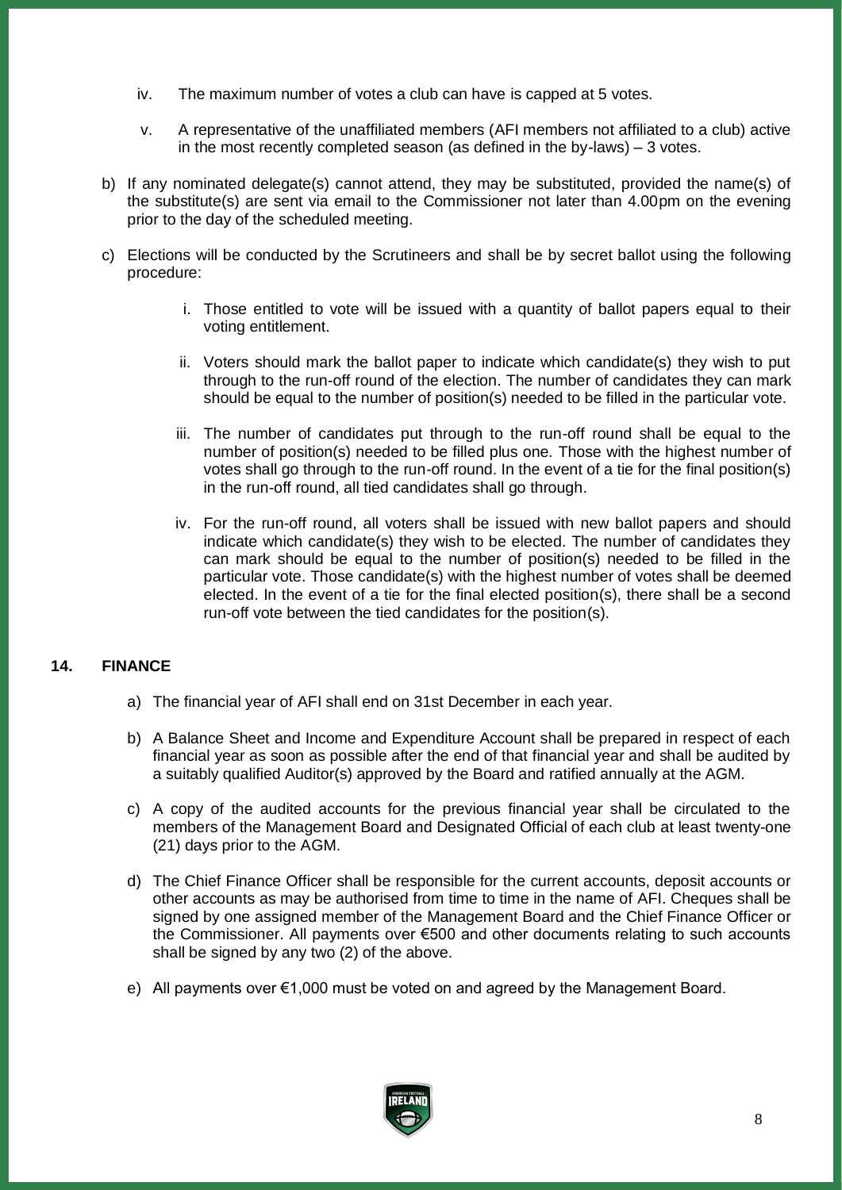iv. The maximum number of votes a club can have is capped at 5 votes.

v. A representative of the unaffiliated members (AFI members not affiliated to a club) active in the most recently completed season (as defined in the by-laws) – 3 votes.

b) If any nominated delegate(s) cannot attend, they may be substituted, provided the name(s) of the substitute(s) are sent via email to the Commissioner not later than 4.00pm on the evening prior to the day of the scheduled meeting.

c) Elections will be conducted by the Scrutineers and shall be by secret ballot using the following procedure:

i. Those entitled to vote will be issued with a quantity of ballot papers equal to their voting entitlement.

ii. Voters should mark the ballot paper to indicate which candidate(s) they wish to put through to the run-off round of the election. The number of candidates they can mark should be equal to the number of position(s) needed to be filled in the particular vote.

iii. The number of candidates put through to the run-off round shall be equal to the number of position(s) needed to be filled plus one. Those with the highest number of votes shall go through to the run-off round. In the event of a tie for the final position(s) in the run-off round, all tied candidates shall go through.

iv. For the run-off round, all voters shall be issued with new ballot papers and should indicate which candidate(s) they wish to be elected. The number of candidates they can mark should be equal to the number of position(s) needed to be filled in the particular vote. Those candidate(s) with the highest number of votes shall be deemed elected. In the event of a tie for the final elected position(s), there shall be a second run-off vote between the tied candidates for the position(s).

## 14. FINANCE

a) The financial year of AFI shall end on 31st December in each year.

b) A Balance Sheet and Income and Expenditure Account shall be prepared in respect of each financial year as soon as possible after the end of that financial year and shall be audited by a suitably qualified Auditor(s) approved by the Board and ratified annually at the AGM.

c) A copy of the audited accounts for the previous financial year shall be circulated to the members of the Management Board and Designated Official of each club at least twenty-one (21) days prior to the AGM.

d) The Chief Finance Officer shall be responsible for the current accounts, deposit accounts or other accounts as may be authorised from time to time in the name of AFI. Cheques shall be signed by one assigned member of the Management Board and the Chief Finance Officer or the Commissioner. All payments over €500 and other documents relating to such accounts shall be signed by any two (2) of the above.

e) All payments over €1,000 must be voted on and agreed by the Management Board.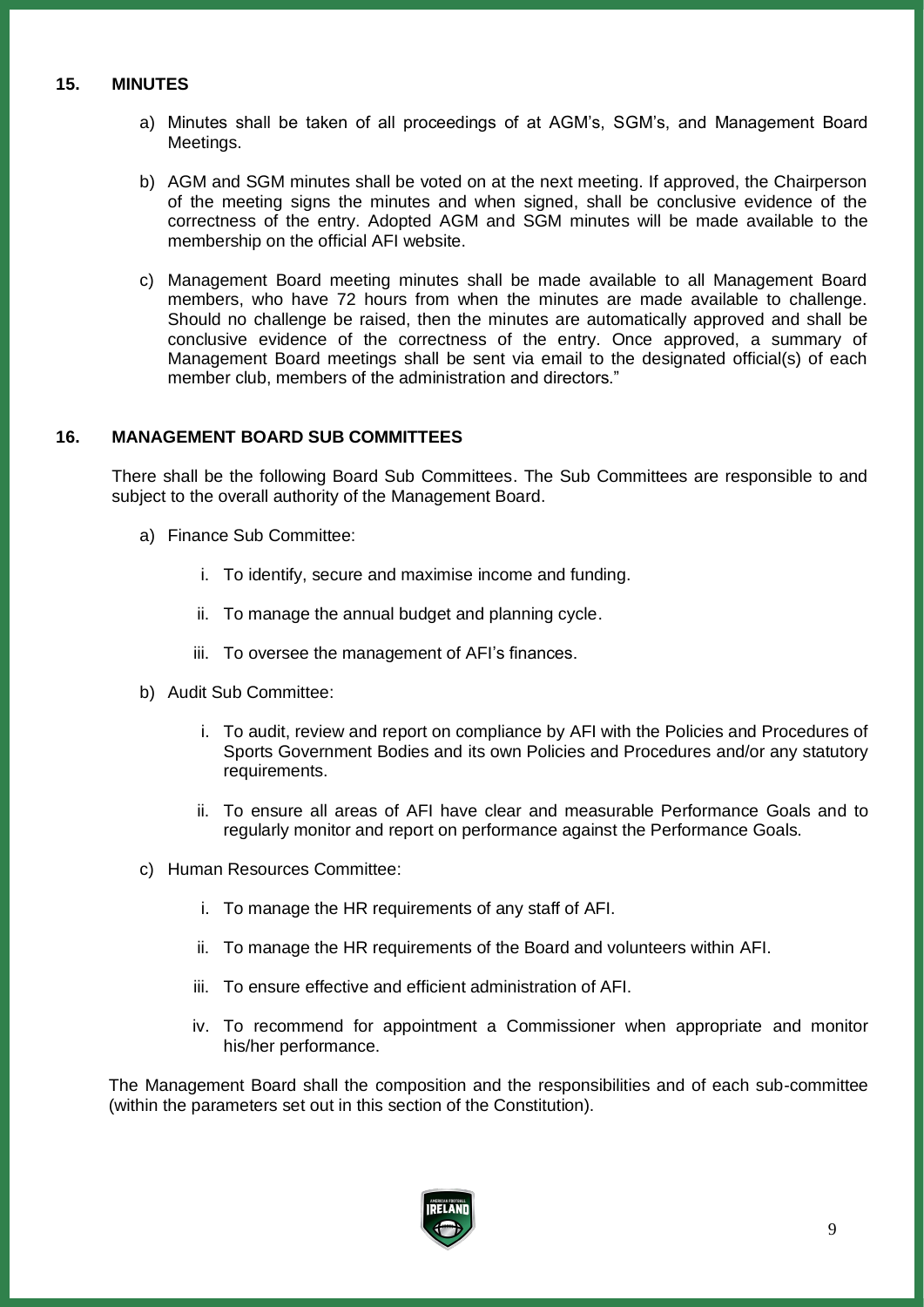## 15. MINUTES

a) Minutes shall be taken of all proceedings of at AGM's, SGM's, and Management Board Meetings.

b) AGM and SGM minutes shall be voted on at the next meeting. If approved, the Chairperson of the meeting signs the minutes and when signed, shall be conclusive evidence of the correctness of the entry. Adopted AGM and SGM minutes will be made available to the membership on the official AFI website.

c) Management Board meeting minutes shall be made available to all Management Board members, who have 72 hours from when the minutes are made available to challenge. Should no challenge be raised, then the minutes are automatically approved and shall be conclusive evidence of the correctness of the entry. Once approved, a summary of Management Board meetings shall be sent via email to the designated official(s) of each member club, members of the administration and directors."

## 16. MANAGEMENT BOARD SUB COMMITTEES

There shall be the following Board Sub Committees. The Sub Committees are responsible to and subject to the overall authority of the Management Board.

a) Finance Sub Committee:

   i. To identify, secure and maximise income and funding.

   ii. To manage the annual budget and planning cycle.

   iii. To oversee the management of AFI's finances.

b) Audit Sub Committee:

   i. To audit, review and report on compliance by AFI with the Policies and Procedures of Sports Government Bodies and its own Policies and Procedures and/or any statutory requirements.

   ii. To ensure all areas of AFI have clear and measurable Performance Goals and to regularly monitor and report on performance against the Performance Goals.

c) Human Resources Committee:

   i. To manage the HR requirements of any staff of AFI.

   ii. To manage the HR requirements of the Board and volunteers within AFI.

   iii. To ensure effective and efficient administration of AFI.

   iv. To recommend for appointment a Commissioner when appropriate and monitor his/her performance.

The Management Board shall the composition and the responsibilities and of each sub-committee (within the parameters set out in this section of the Constitution).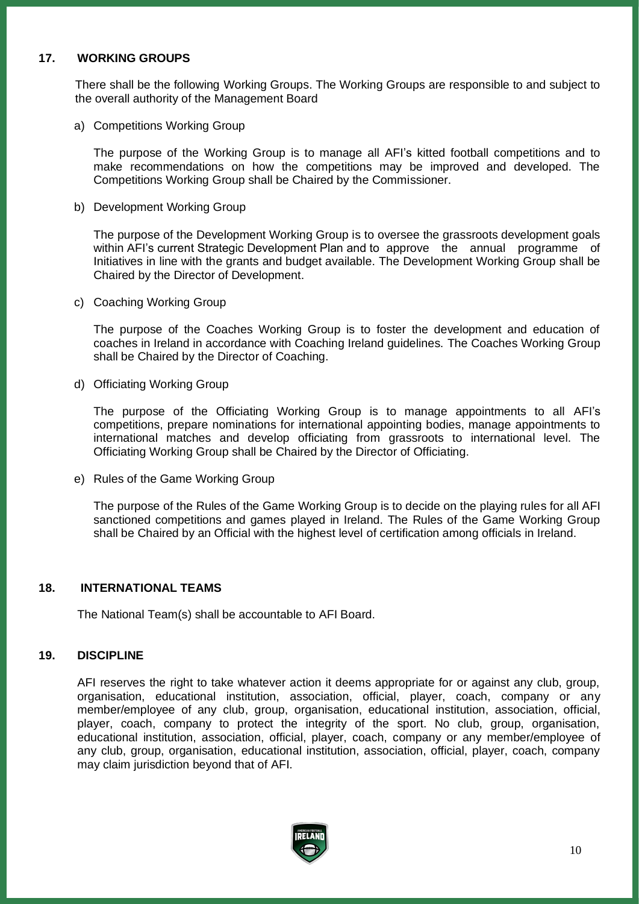## 17. WORKING GROUPS

There shall be the following Working Groups. The Working Groups are responsible to and subject to the overall authority of the Management Board

a) Competitions Working Group

The purpose of the Working Group is to manage all AFI's kitted football competitions and to make recommendations on how the competitions may be improved and developed. The Competitions Working Group shall be Chaired by the Commissioner.

b) Development Working Group

The purpose of the Development Working Group is to oversee the grassroots development goals within AFI's current Strategic Development Plan and to approve the annual programme of Initiatives in line with the grants and budget available. The Development Working Group shall be Chaired by the Director of Development.

c) Coaching Working Group

The purpose of the Coaches Working Group is to foster the development and education of coaches in Ireland in accordance with Coaching Ireland guidelines. The Coaches Working Group shall be Chaired by the Director of Coaching.

d) Officiating Working Group

The purpose of the Officiating Working Group is to manage appointments to all AFI's competitions, prepare nominations for international appointing bodies, manage appointments to international matches and develop officiating from grassroots to international level. The Officiating Working Group shall be Chaired by the Director of Officiating.

e) Rules of the Game Working Group

The purpose of the Rules of the Game Working Group is to decide on the playing rules for all AFI sanctioned competitions and games played in Ireland. The Rules of the Game Working Group shall be Chaired by an Official with the highest level of certification among officials in Ireland.

## 18. INTERNATIONAL TEAMS

The National Team(s) shall be accountable to AFI Board.

## 19. DISCIPLINE

AFI reserves the right to take whatever action it deems appropriate for or against any club, group, organisation, educational institution, association, official, player, coach, company or any member/employee of any club, group, organisation, educational institution, association, official, player, coach, company to protect the integrity of the sport. No club, group, organisation, educational institution, association, official, player, coach, company or any member/employee of any club, group, organisation, educational institution, association, official, player, coach, company may claim jurisdiction beyond that of AFI.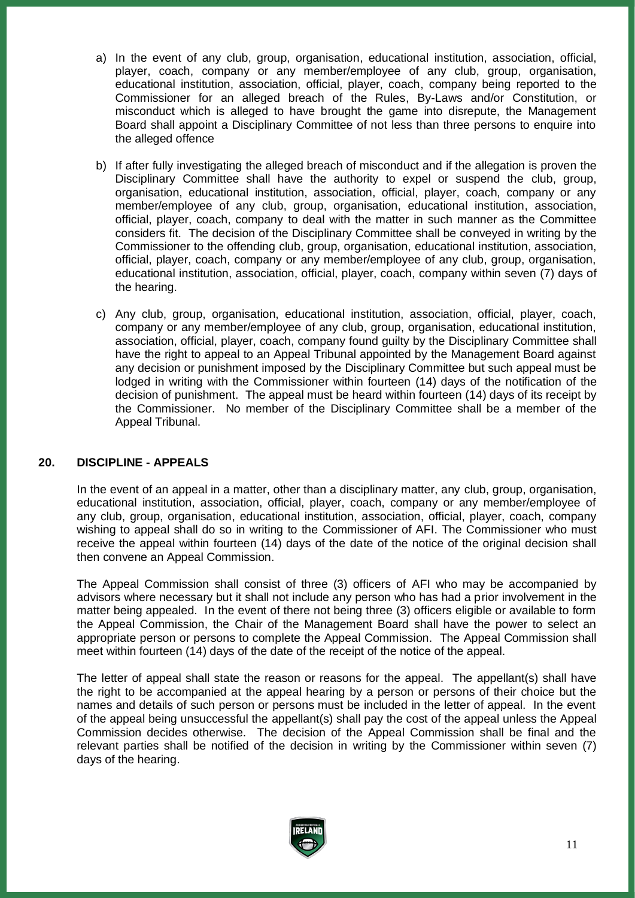a) In the event of any club, group, organisation, educational institution, association, official, player, coach, company or any member/employee of any club, group, organisation, educational institution, association, official, player, coach, company being reported to the Commissioner for an alleged breach of the Rules, By-Laws and/or Constitution, or misconduct which is alleged to have brought the game into disrepute, the Management Board shall appoint a Disciplinary Committee of not less than three persons to enquire into the alleged offence

b) If after fully investigating the alleged breach of misconduct and if the allegation is proven the Disciplinary Committee shall have the authority to expel or suspend the club, group, organisation, educational institution, association, official, player, coach, company or any member/employee of any club, group, organisation, educational institution, association, official, player, coach, company to deal with the matter in such manner as the Committee considers fit. The decision of the Disciplinary Committee shall be conveyed in writing by the Commissioner to the offending club, group, organisation, educational institution, association, official, player, coach, company or any member/employee of any club, group, organisation, educational institution, association, official, player, coach, company within seven (7) days of the hearing.

c) Any club, group, organisation, educational institution, association, official, player, coach, company or any member/employee of any club, group, organisation, educational institution, association, official, player, coach, company found guilty by the Disciplinary Committee shall have the right to appeal to an Appeal Tribunal appointed by the Management Board against any decision or punishment imposed by the Disciplinary Committee but such appeal must be lodged in writing with the Commissioner within fourteen (14) days of the notification of the decision of punishment. The appeal must be heard within fourteen (14) days of its receipt by the Commissioner. No member of the Disciplinary Committee shall be a member of the Appeal Tribunal.

## 20. DISCIPLINE - APPEALS

In the event of an appeal in a matter, other than a disciplinary matter, any club, group, organisation, educational institution, association, official, player, coach, company or any member/employee of any club, group, organisation, educational institution, association, official, player, coach, company wishing to appeal shall do so in writing to the Commissioner of AFI. The Commissioner who must receive the appeal within fourteen (14) days of the date of the notice of the original decision shall then convene an Appeal Commission.

The Appeal Commission shall consist of three (3) officers of AFI who may be accompanied by advisors where necessary but it shall not include any person who has had a prior involvement in the matter being appealed. In the event of there not being three (3) officers eligible or available to form the Appeal Commission, the Chair of the Management Board shall have the power to select an appropriate person or persons to complete the Appeal Commission. The Appeal Commission shall meet within fourteen (14) days of the date of the receipt of the notice of the appeal.

The letter of appeal shall state the reason or reasons for the appeal. The appellant(s) shall have the right to be accompanied at the appeal hearing by a person or persons of their choice but the names and details of such person or persons must be included in the letter of appeal. In the event of the appeal being unsuccessful the appellant(s) shall pay the cost of the appeal unless the Appeal Commission decides otherwise. The decision of the Appeal Commission shall be final and the relevant parties shall be notified of the decision in writing by the Commissioner within seven (7) days of the hearing.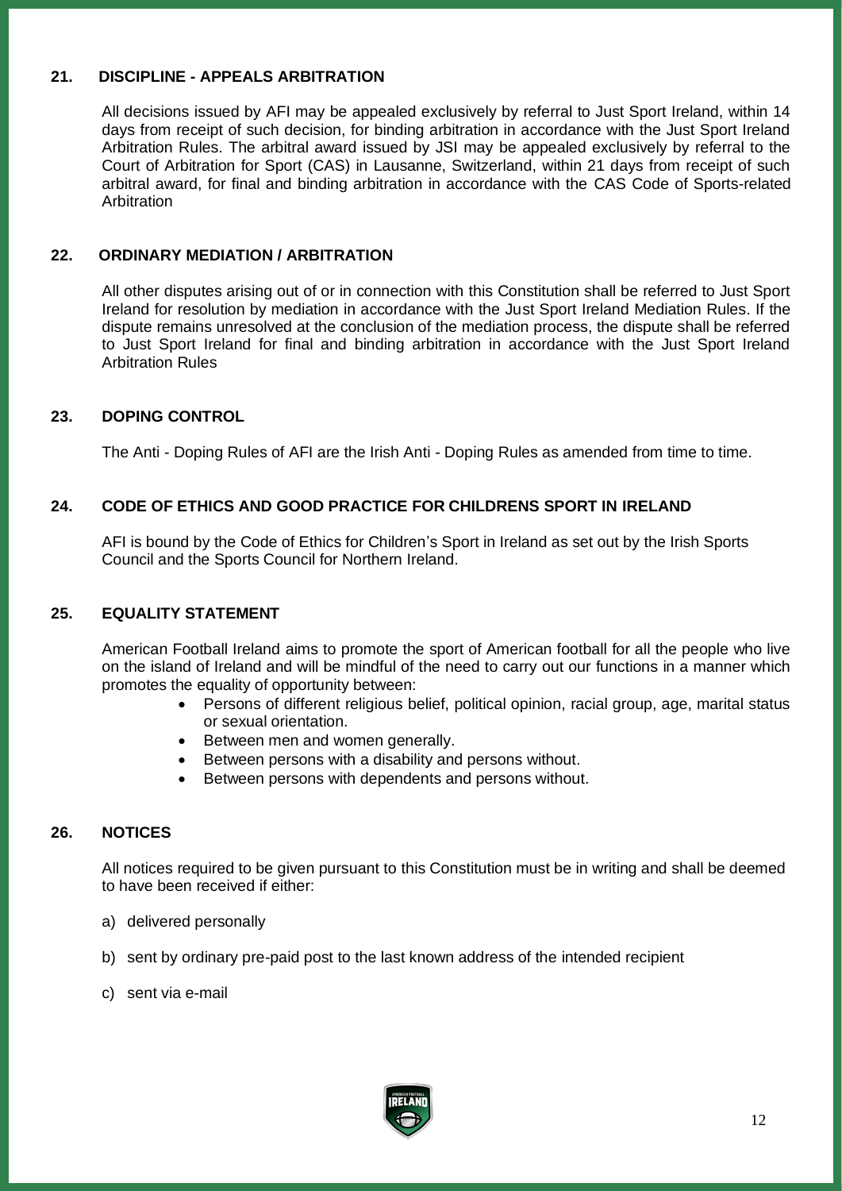## 21. DISCIPLINE - APPEALS ARBITRATION

All decisions issued by AFI may be appealed exclusively by referral to Just Sport Ireland, within 14 days from receipt of such decision, for binding arbitration in accordance with the Just Sport Ireland Arbitration Rules. The arbitral award issued by JSI may be appealed exclusively by referral to the Court of Arbitration for Sport (CAS) in Lausanne, Switzerland, within 21 days from receipt of such arbitral award, for final and binding arbitration in accordance with the CAS Code of Sports-related Arbitration

## 22. ORDINARY MEDIATION / ARBITRATION

All other disputes arising out of or in connection with this Constitution shall be referred to Just Sport Ireland for resolution by mediation in accordance with the Just Sport Ireland Mediation Rules. If the dispute remains unresolved at the conclusion of the mediation process, the dispute shall be referred to Just Sport Ireland for final and binding arbitration in accordance with the Just Sport Ireland Arbitration Rules

## 23. DOPING CONTROL

The Anti - Doping Rules of AFI are the Irish Anti - Doping Rules as amended from time to time.

## 24. CODE OF ETHICS AND GOOD PRACTICE FOR CHILDRENS SPORT IN IRELAND

AFI is bound by the Code of Ethics for Children's Sport in Ireland as set out by the Irish Sports Council and the Sports Council for Northern Ireland.

## 25. EQUALITY STATEMENT

American Football Ireland aims to promote the sport of American football for all the people who live on the island of Ireland and will be mindful of the need to carry out our functions in a manner which promotes the equality of opportunity between:

- Persons of different religious belief, political opinion, racial group, age, marital status or sexual orientation.
- Between men and women generally.
- Between persons with a disability and persons without.
- Between persons with dependents and persons without.

## 26. NOTICES

All notices required to be given pursuant to this Constitution must be in writing and shall be deemed to have been received if either:

a) delivered personally

b) sent by ordinary pre-paid post to the last known address of the intended recipient

c) sent via e-mail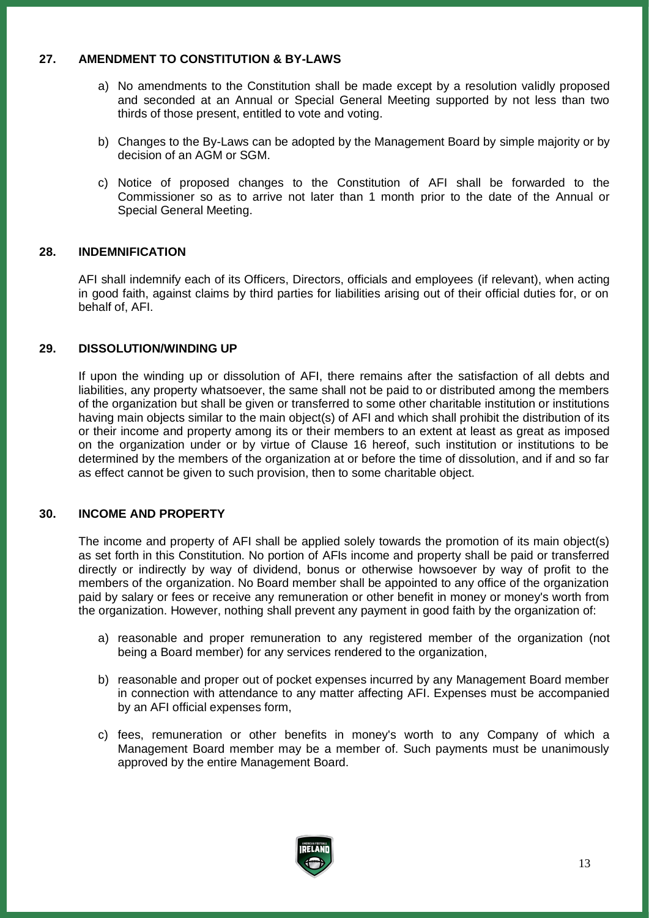## 27. AMENDMENT TO CONSTITUTION & BY-LAWS

a) No amendments to the Constitution shall be made except by a resolution validly proposed and seconded at an Annual or Special General Meeting supported by not less than two thirds of those present, entitled to vote and voting.

b) Changes to the By-Laws can be adopted by the Management Board by simple majority or by decision of an AGM or SGM.

c) Notice of proposed changes to the Constitution of AFI shall be forwarded to the Commissioner so as to arrive not later than 1 month prior to the date of the Annual or Special General Meeting.

## 28. INDEMNIFICATION

AFI shall indemnify each of its Officers, Directors, officials and employees (if relevant), when acting in good faith, against claims by third parties for liabilities arising out of their official duties for, or on behalf of, AFI.

## 29. DISSOLUTION/WINDING UP

If upon the winding up or dissolution of AFI, there remains after the satisfaction of all debts and liabilities, any property whatsoever, the same shall not be paid to or distributed among the members of the organization but shall be given or transferred to some other charitable institution or institutions having main objects similar to the main object(s) of AFI and which shall prohibit the distribution of its or their income and property among its or their members to an extent at least as great as imposed on the organization under or by virtue of Clause 16 hereof, such institution or institutions to be determined by the members of the organization at or before the time of dissolution, and if and so far as effect cannot be given to such provision, then to some charitable object.

## 30. INCOME AND PROPERTY

The income and property of AFI shall be applied solely towards the promotion of its main object(s) as set forth in this Constitution. No portion of AFIs income and property shall be paid or transferred directly or indirectly by way of dividend, bonus or otherwise howsoever by way of profit to the members of the organization. No Board member shall be appointed to any office of the organization paid by salary or fees or receive any remuneration or other benefit in money or money's worth from the organization. However, nothing shall prevent any payment in good faith by the organization of:

a) reasonable and proper remuneration to any registered member of the organization (not being a Board member) for any services rendered to the organization,

b) reasonable and proper out of pocket expenses incurred by any Management Board member in connection with attendance to any matter affecting AFI. Expenses must be accompanied by an AFI official expenses form,

c) fees, remuneration or other benefits in money's worth to any Company of which a Management Board member may be a member of. Such payments must be unanimously approved by the entire Management Board.